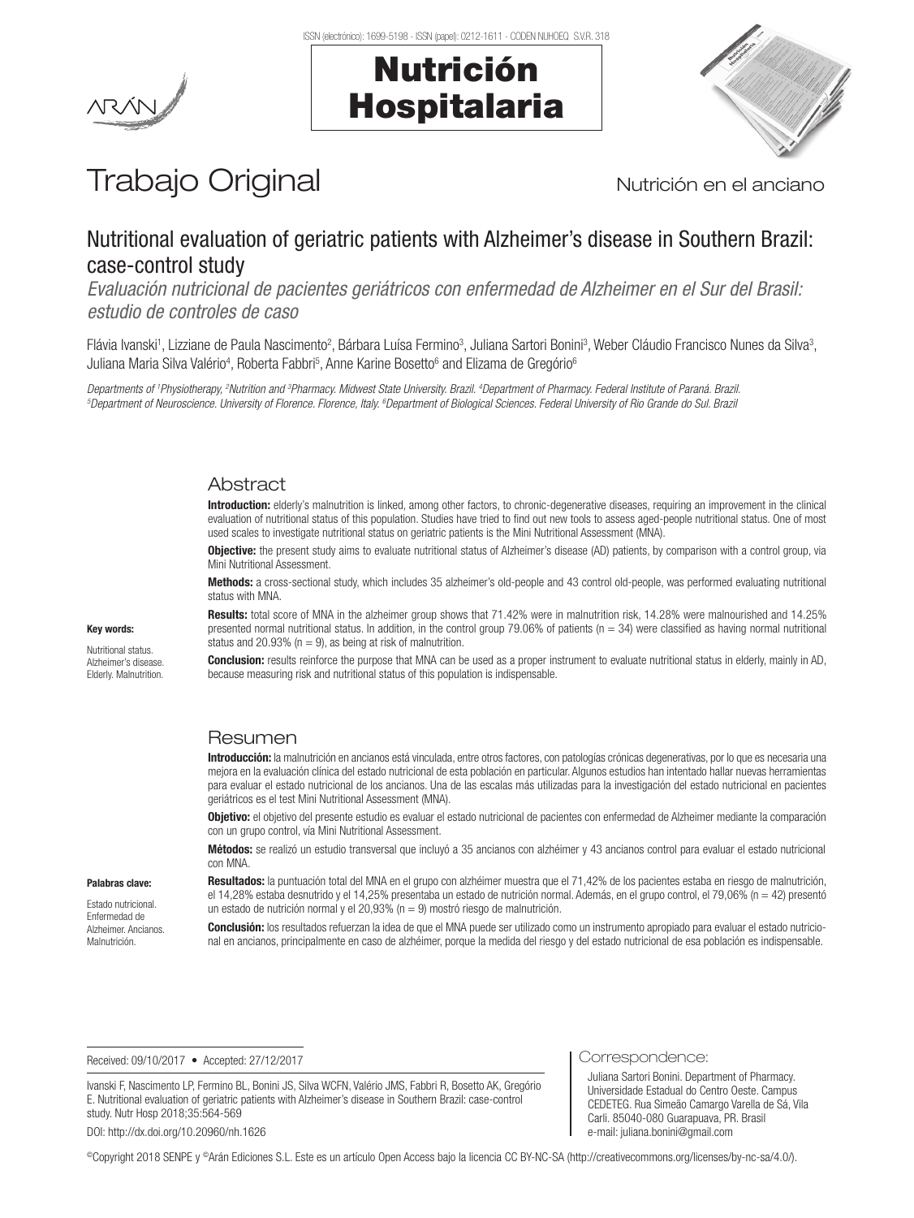Trabajo Original

Nutrición en el anciano

# Nutritional evaluation of geriatric patients with Alzheimer's disease in Southern Brazil: case-control study

*Evaluación nutricional de pacientes geriátricos con enfermedad de Alzheimer en el Sur del Brasil: estudio de controles de caso*

Flávia Ivanski[1], Lizziane de Paula Nascimento[2], Bárbara Luísa Fermino[3], Juliana Sartori Bonini[3], Weber Cláudio Francisco Nunes da Silva[3], Juliana Maria Silva Valério[4], Roberta Fabbri[5], Anne Karine Bosetto[6] and Elizama de Gregório[6]

*Departments of [1]Physiotherapy, [2]Nutrition and [3]Pharmacy. Midwest State University. Brazil. [4]Department of Pharmacy. Federal Institute of Paraná. Brazil. [5]Department of Neuroscience. University of Florence. Florence, Italy. [6]Department of Biological Sciences. Federal University of Rio Grande do Sul. Brazil*

## Abstract

**Introduction:** elderly's malnutrition is linked, among other factors, to chronic-degenerative diseases, requiring an improvement in the clinical evaluation of nutritional status of this population. Studies have tried to find out new tools to assess aged-people nutritional status. One of most used scales to investigate nutritional status on geriatric patients is the Mini Nutritional Assessment (MNA).

**Objective:** the present study aims to evaluate nutritional status of Alzheimer's disease (AD) patients, by comparison with a control group, via Mini Nutritional Assessment.

**Methods:** a cross-sectional study, which includes 35 alzheimer's old-people and 43 control old-people, was performed evaluating nutritional status with MNA.

**Results:** total score of MNA in the alzheimer group shows that 71.42% were in malnutrition risk, 14.28% were malnourished and 14.25% presented normal nutritional status. In addition, in the control group 79.06% of patients (n = 34) were classified as having normal nutritional status and 20.93% (n = 9), as being at risk of malnutrition.

**Conclusion:** results reinforce the purpose that MNA can be used as a proper instrument to evaluate nutritional status in elderly, mainly in AD, because measuring risk and nutritional status of this population is indispensable.

**Key words:**

Nutritional status. Alzheimer's disease. Elderly. Malnutrition.

## Resumen

**Introducción:** la malnutrición en ancianos está vinculada, entre otros factores, con patologías crónicas degenerativas, por lo que es necesaria una mejora en la evaluación clínica del estado nutricional de esta población en particular. Algunos estudios han intentado hallar nuevas herramientas para evaluar el estado nutricional de los ancianos. Una de las escalas más utilizadas para la investigación del estado nutricional en pacientes geriátricos es el test Mini Nutritional Assessment (MNA).

**Objetivo:** el objetivo del presente estudio es evaluar el estado nutricional de pacientes con enfermedad de Alzheimer mediante la comparación con un grupo control, vía Mini Nutritional Assessment.

**Métodos:** se realizó un estudio transversal que incluyó a 35 ancianos con alzhéimer y 43 ancianos control para evaluar el estado nutricional con MNA.

**Resultados:** la puntuación total del MNA en el grupo con alzhéimer muestra que el 71,42% de los pacientes estaba en riesgo de malnutrición, el 14,28% estaba desnutrido y el 14,25% presentaba un estado de nutrición normal. Además, en el grupo control, el 79,06% (n = 42) presentó un estado de nutrición normal y el 20,93% (n = 9) mostró riesgo de malnutrición.

**Conclusión:** los resultados refuerzan la idea de que el MNA puede ser utilizado como un instrumento apropiado para evaluar el estado nutricional en ancianos, principalmente en caso de alzhéimer, porque la medida del riesgo y del estado nutricional de esa población es indispensable.

**Palabras clave:**

Estado nutricional. Enfermedad de Alzheimer. Ancianos. Malnutrición.

Received: 09/10/2017 • Accepted: 27/12/2017

Ivanski F, Nascimento LP, Fermino BL, Bonini JS, Silva WCFN, Valério JMS, Fabbri R, Bosetto AK, Gregório E. Nutritional evaluation of geriatric patients with Alzheimer's disease in Southern Brazil: case-control study. Nutr Hosp 2018;35:564-569

DOI: http://dx.doi.org/10.20960/nh.1626

Correspondence:

Juliana Sartori Bonini. Department of Pharmacy. Universidade Estadual do Centro Oeste. Campus CEDETEG. Rua Simeão Camargo Varella de Sá, Vila Carli. 85040-080 Guarapuava, PR. Brasil
e-mail: juliana.bonini@gmail.com

©Copyright 2018 SENPE y ©Arán Ediciones S.L. Este es un artículo Open Access bajo la licencia CC BY-NC-SA (http://creativecommons.org/licenses/by-nc-sa/4.0/).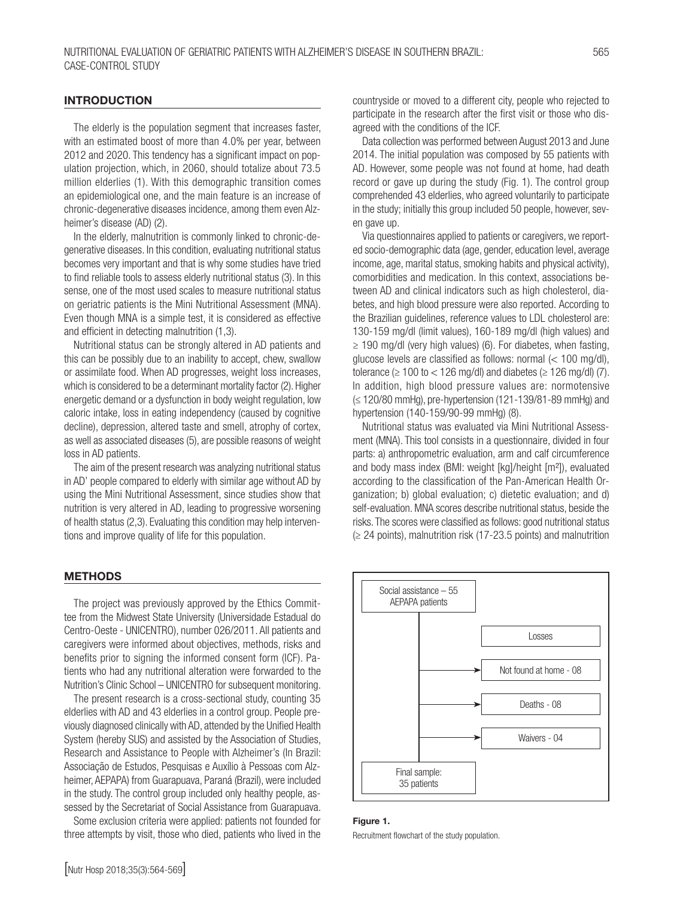## INTRODUCTION

The elderly is the population segment that increases faster, with an estimated boost of more than 4.0% per year, between 2012 and 2020. This tendency has a significant impact on population projection, which, in 2060, should totalize about 73.5 million elderlies (1). With this demographic transition comes an epidemiological one, and the main feature is an increase of chronic-degenerative diseases incidence, among them even Alzheimer's disease (AD) (2).

In the elderly, malnutrition is commonly linked to chronic-degenerative diseases. In this condition, evaluating nutritional status becomes very important and that is why some studies have tried to find reliable tools to assess elderly nutritional status (3). In this sense, one of the most used scales to measure nutritional status on geriatric patients is the Mini Nutritional Assessment (MNA). Even though MNA is a simple test, it is considered as effective and efficient in detecting malnutrition (1,3).

Nutritional status can be strongly altered in AD patients and this can be possibly due to an inability to accept, chew, swallow or assimilate food. When AD progresses, weight loss increases, which is considered to be a determinant mortality factor (2). Higher energetic demand or a dysfunction in body weight regulation, low caloric intake, loss in eating independency (caused by cognitive decline), depression, altered taste and smell, atrophy of cortex, as well as associated diseases (5), are possible reasons of weight loss in AD patients.

The aim of the present research was analyzing nutritional status in AD' people compared to elderly with similar age without AD by using the Mini Nutritional Assessment, since studies show that nutrition is very altered in AD, leading to progressive worsening of health status (2,3). Evaluating this condition may help interventions and improve quality of life for this population.

## METHODS

The project was previously approved by the Ethics Committee from the Midwest State University (Universidade Estadual do Centro-Oeste - UNICENTRO), number 026/2011. All patients and caregivers were informed about objectives, methods, risks and benefits prior to signing the informed consent form (ICF). Patients who had any nutritional alteration were forwarded to the Nutrition's Clinic School – UNICENTRO for subsequent monitoring.

The present research is a cross-sectional study, counting 35 elderlies with AD and 43 elderlies in a control group. People previously diagnosed clinically with AD, attended by the Unified Health System (hereby SUS) and assisted by the Association of Studies, Research and Assistance to People with Alzheimer's (In Brazil: Associação de Estudos, Pesquisas e Auxílio à Pessoas com Alzheimer, AEPAPA) from Guarapuava, Paraná (Brazil), were included in the study. The control group included only healthy people, assessed by the Secretariat of Social Assistance from Guarapuava.

Some exclusion criteria were applied: patients not founded for three attempts by visit, those who died, patients who lived in the countryside or moved to a different city, people who rejected to participate in the research after the first visit or those who disagreed with the conditions of the ICF.

Data collection was performed between August 2013 and June 2014. The initial population was composed by 55 patients with AD. However, some people was not found at home, had death record or gave up during the study (Fig. 1). The control group comprehended 43 elderlies, who agreed voluntarily to participate in the study; initially this group included 50 people, however, seven gave up.

Via questionnaires applied to patients or caregivers, we reported socio-demographic data (age, gender, education level, average income, age, marital status, smoking habits and physical activity), comorbidities and medication. In this context, associations between AD and clinical indicators such as high cholesterol, diabetes, and high blood pressure were also reported. According to the Brazilian guidelines, reference values to LDL cholesterol are: 130-159 mg/dl (limit values), 160-189 mg/dl (high values) and ≥ 190 mg/dl (very high values) (6). For diabetes, when fasting, glucose levels are classified as follows: normal (< 100 mg/dl), tolerance (≥ 100 to < 126 mg/dl) and diabetes (≥ 126 mg/dl) (7). In addition, high blood pressure values are: normotensive (≤ 120/80 mmHg), pre-hypertension (121-139/81-89 mmHg) and hypertension (140-159/90-99 mmHg) (8).

Nutritional status was evaluated via Mini Nutritional Assessment (MNA). This tool consists in a questionnaire, divided in four parts: a) anthropometric evaluation, arm and calf circumference and body mass index (BMI: weight [kg]/height [m²]), evaluated according to the classification of the Pan-American Health Organization; b) global evaluation; c) dietetic evaluation; and d) self-evaluation. MNA scores describe nutritional status, beside the risks. The scores were classified as follows: good nutritional status (≥ 24 points), malnutrition risk (17-23.5 points) and malnutrition

Social assistance – 55 AEPAPA patients

Losses

- Not found at home - 08
- Deaths - 08
- Waivers - 04

Final sample: 35 patients

**Figure 1.**

Recruitment flowchart of the study population.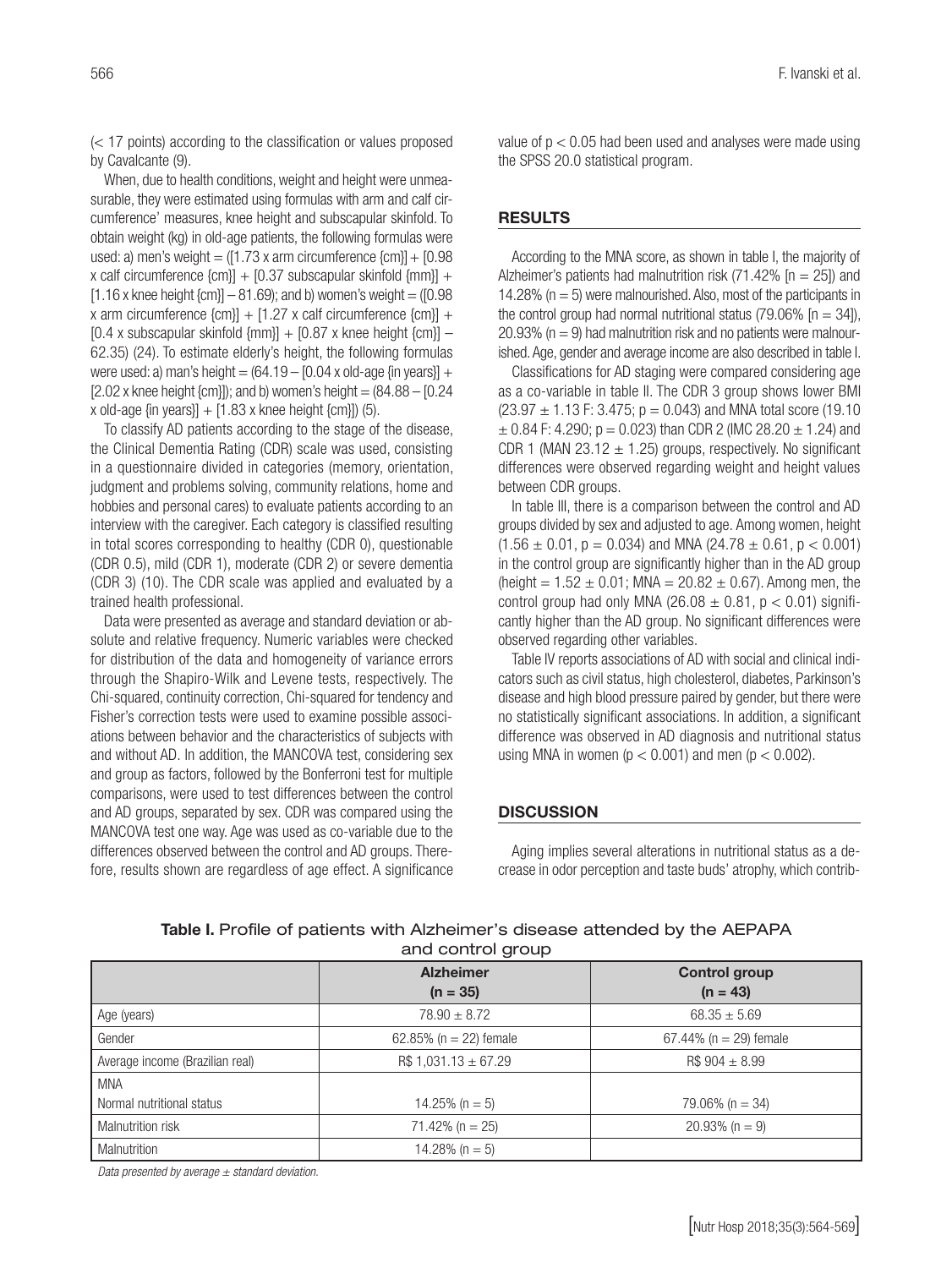(< 17 points) according to the classification or values proposed by Cavalcante (9).

When, due to health conditions, weight and height were unmeasurable, they were estimated using formulas with arm and calf circumference' measures, knee height and subscapular skinfold. To obtain weight (kg) in old-age patients, the following formulas were used: a) men's weight = ([1.73 x arm circumference {cm}] + [0.98 x calf circumference {cm}] + [0.37 subscapular skinfold {mm}] + [1.16 x knee height {cm}] – 81.69); and b) women's weight = ([0.98 x arm circumference {cm}] + [1.27 x calf circumference {cm}] + [0.4 x subscapular skinfold {mm}] + [0.87 x knee height {cm}] – 62.35) (24). To estimate elderly's height, the following formulas were used: a) man's height = (64.19 – [0.04 x old-age {in years}] + [2.02 x knee height {cm}]); and b) women's height = (84.88 – [0.24 x old-age {in years}] + [1.83 x knee height {cm}]) (5).

To classify AD patients according to the stage of the disease, the Clinical Dementia Rating (CDR) scale was used, consisting in a questionnaire divided in categories (memory, orientation, judgment and problems solving, community relations, home and hobbies and personal cares) to evaluate patients according to an interview with the caregiver. Each category is classified resulting in total scores corresponding to healthy (CDR 0), questionable (CDR 0.5), mild (CDR 1), moderate (CDR 2) or severe dementia (CDR 3) (10). The CDR scale was applied and evaluated by a trained health professional.

Data were presented as average and standard deviation or absolute and relative frequency. Numeric variables were checked for distribution of the data and homogeneity of variance errors through the Shapiro-Wilk and Levene tests, respectively. The Chi-squared, continuity correction, Chi-squared for tendency and Fisher's correction tests were used to examine possible associations between behavior and the characteristics of subjects with and without AD. In addition, the MANCOVA test, considering sex and group as factors, followed by the Bonferroni test for multiple comparisons, were used to test differences between the control and AD groups, separated by sex. CDR was compared using the MANCOVA test one way. Age was used as co-variable due to the differences observed between the control and AD groups. Therefore, results shown are regardless of age effect. A significance value of $p < 0.05$ had been used and analyses were made using the SPSS 20.0 statistical program.

## RESULTS

According to the MNA score, as shown in table I, the majority of Alzheimer's patients had malnutrition risk (71.42% [n = 25]) and 14.28% (n = 5) were malnourished. Also, most of the participants in the control group had normal nutritional status (79.06% [n = 34]), 20.93% (n = 9) had malnutrition risk and no patients were malnourished. Age, gender and average income are also described in table I.

Classifications for AD staging were compared considering age as a co-variable in table II. The CDR 3 group shows lower BMI (23.97 ± 1.13 F: 3.475; p = 0.043) and MNA total score (19.10 ± 0.84 F: 4.290; p = 0.023) than CDR 2 (IMC 28.20 ± 1.24) and CDR 1 (MAN 23.12 ± 1.25) groups, respectively. No significant differences were observed regarding weight and height values between CDR groups.

In table III, there is a comparison between the control and AD groups divided by sex and adjusted to age. Among women, height (1.56 ± 0.01, p = 0.034) and MNA (24.78 ± 0.61, p < 0.001) in the control group are significantly higher than in the AD group (height = 1.52 ± 0.01; MNA = 20.82 ± 0.67). Among men, the control group had only MNA (26.08 ± 0.81, p < 0.01) significantly higher than the AD group. No significant differences were observed regarding other variables.

Table IV reports associations of AD with social and clinical indicators such as civil status, high cholesterol, diabetes, Parkinson's disease and high blood pressure paired by gender, but there were no statistically significant associations. In addition, a significant difference was observed in AD diagnosis and nutritional status using MNA in women (p < 0.001) and men (p < 0.002).

## DISCUSSION

Aging implies several alterations in nutritional status as a decrease in odor perception and taste buds' atrophy, which contrib-

**Table I.** Profile of patients with Alzheimer's disease attended by the AEPAPA and control group

| | Alzheimer (n = 35) | Control group (n = 43) |
|---|---|---|
| Age (years) | 78.90 ± 8.72 | 68.35 ± 5.69 |
| Gender | 62.85% (n = 22) female | 67.44% (n = 29) female |
| Average income (Brazilian real) | R$ 1,031.13 ± 67.29 | R$ 904 ± 8.99 |
| MNA | | |
| Normal nutritional status | 14.25% (n = 5) | 79.06% (n = 34) |
| Malnutrition risk | 71.42% (n = 25) | 20.93% (n = 9) |
| Malnutrition | 14.28% (n = 5) | |

*Data presented by average ± standard deviation.*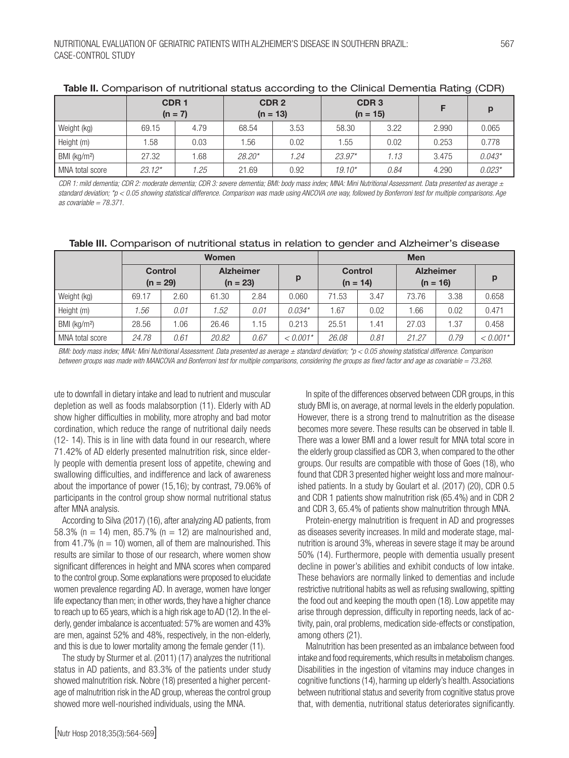**Table II.** Comparison of nutritional status according to the Clinical Dementia Rating (CDR)

| | CDR 1 (n = 7) | | CDR 2 (n = 13) | | CDR 3 (n = 15) | | F | p |
|---|---|---|---|---|---|---|---|---|
| Weight (kg) | 69.15 | 4.79 | 68.54 | 3.53 | 58.30 | 3.22 | 2.990 | 0.065 |
| Height (m) | 1.58 | 0.03 | 1.56 | 0.02 | 1.55 | 0.02 | 0.253 | 0.778 |
| BMI (kg/m²) | 27.32 | 1.68 | *28.20** | *1.24* | *23.97** | *1.13* | 3.475 | *0.043** |
| MNA total score | *23.12** | *1.25* | 21.69 | 0.92 | *19.10** | *0.84* | 4.290 | *0.023** |

*CDR 1: mild dementia; CDR 2: moderate dementia; CDR 3: severe dementia; BMI: body mass index; MNA: Mini Nutritional Assessment. Data presented as average ± standard deviation; *p < 0.05 showing statistical difference. Comparison was made using ANCOVA one way, followed by Bonferroni test for multiple comparisons. Age as covariable = 78.371.*

**Table III.** Comparison of nutritional status in relation to gender and Alzheimer's disease

| | Women | | | | | Men | | | | |
|---|---|---|---|---|---|---|---|---|---|---|
| | Control (n = 29) | | Alzheimer (n = 23) | | p | Control (n = 14) | | Alzheimer (n = 16) | | p |
| Weight (kg) | 69.17 | 2.60 | 61.30 | 2.84 | 0.060 | 71.53 | 3.47 | 73.76 | 3.38 | 0.658 |
| Height (m) | *1.56* | *0.01* | *1.52* | *0.01* | *0.034** | 1.67 | 0.02 | 1.66 | 0.02 | 0.471 |
| BMI (kg/m²) | 28.56 | 1.06 | 26.46 | 1.15 | 0.213 | 25.51 | 1.41 | 27.03 | 1.37 | 0.458 |
| MNA total score | *24.78* | *0.61* | *20.82* | *0.67* | *< 0.001** | *26.08* | *0.81* | *21.27* | *0.79* | *< 0.001** |

*BMI: body mass index; MNA: Mini Nutritional Assessment. Data presented as average ± standard deviation; *p < 0.05 showing statistical difference. Comparison between groups was made with MANCOVA and Bonferroni test for multiple comparisons, considering the groups as fixed factor and age as covariable = 73.268.*

ute to downfall in dietary intake and lead to nutrient and muscular depletion as well as foods malabsorption (11). Elderly with AD show higher difficulties in mobility, more atrophy and bad motor cordination, which reduce the range of nutritional daily needs (12- 14). This is in line with data found in our research, where 71.42% of AD elderly presented malnutrition risk, since elderly people with dementia present loss of appetite, chewing and swallowing difficulties, and indifference and lack of awareness about the importance of power (15,16); by contrast, 79.06% of participants in the control group show normal nutritional status after MNA analysis.

According to Silva (2017) (16), after analyzing AD patients, from 58.3% (n = 14) men, 85.7% (n = 12) are malnourished and, from 41.7% (n = 10) women, all of them are malnourished. This results are similar to those of our research, where women show significant differences in height and MNA scores when compared to the control group. Some explanations were proposed to elucidate women prevalence regarding AD. In average, women have longer life expectancy than men; in other words, they have a higher chance to reach up to 65 years, which is a high risk age to AD (12). In the elderly, gender imbalance is accentuated: 57% are women and 43% are men, against 52% and 48%, respectively, in the non-elderly, and this is due to lower mortality among the female gender (11).

The study by Sturmer et al. (2011) (17) analyzes the nutritional status in AD patients, and 83.3% of the patients under study showed malnutrition risk. Nobre (18) presented a higher percentage of malnutrition risk in the AD group, whereas the control group showed more well-nourished individuals, using the MNA.

In spite of the differences observed between CDR groups, in this study BMI is, on average, at normal levels in the elderly population. However, there is a strong trend to malnutrition as the disease becomes more severe. These results can be observed in table II. There was a lower BMI and a lower result for MNA total score in the elderly group classified as CDR 3, when compared to the other groups. Our results are compatible with those of Goes (18), who found that CDR 3 presented higher weight loss and more malnourished patients. In a study by Goulart et al. (2017) (20), CDR 0.5 and CDR 1 patients show malnutrition risk (65.4%) and in CDR 2 and CDR 3, 65.4% of patients show malnutrition through MNA.

Protein-energy malnutrition is frequent in AD and progresses as diseases severity increases. In mild and moderate stage, malnutrition is around 3%, whereas in severe stage it may be around 50% (14). Furthermore, people with dementia usually present decline in power's abilities and exhibit conducts of low intake. These behaviors are normally linked to dementias and include restrictive nutritional habits as well as refusing swallowing, spitting the food out and keeping the mouth open (18). Low appetite may arise through depression, difficulty in reporting needs, lack of activity, pain, oral problems, medication side-effects or constipation, among others (21).

Malnutrition has been presented as an imbalance between food intake and food requirements, which results in metabolism changes. Disabilities in the ingestion of vitamins may induce changes in cognitive functions (14), harming up elderly's health. Associations between nutritional status and severity from cognitive status prove that, with dementia, nutritional status deteriorates significantly.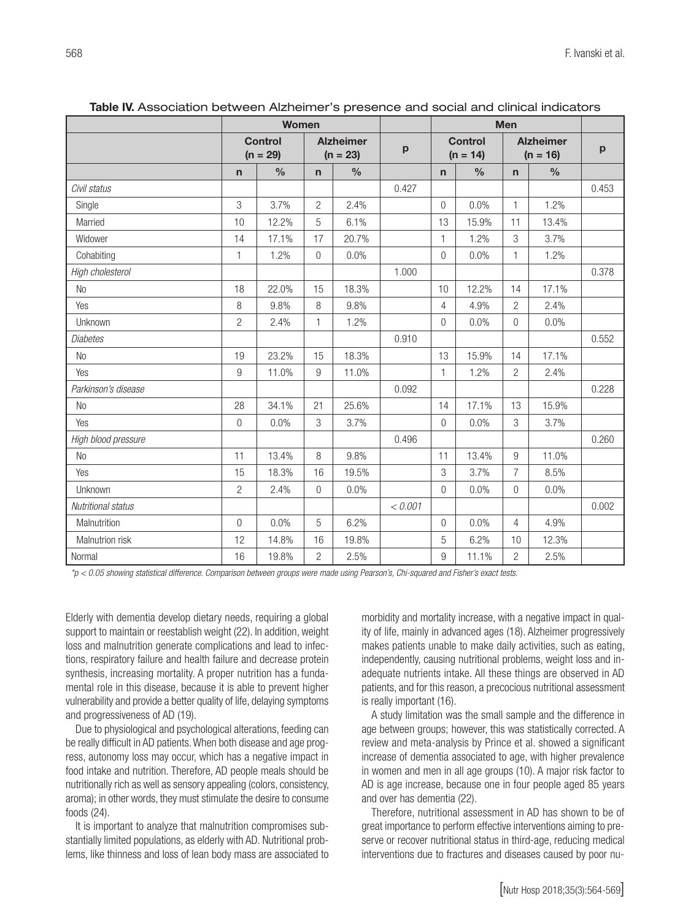**Table IV.** Association between Alzheimer's presence and social and clinical indicators

| | Women | | | | | Men | | | | |
|---|---|---|---|---|---|---|---|---|---|---|
| | Control (n = 29) | | Alzheimer (n = 23) | | p | Control (n = 14) | | Alzheimer (n = 16) | | p |
| | n | % | n | % | | n | % | n | % | |
| *Civil status* | | | | | 0.427 | | | | | 0.453 |
| Single | 3 | 3.7% | 2 | 2.4% | | 0 | 0.0% | 1 | 1.2% | |
| Married | 10 | 12.2% | 5 | 6.1% | | 13 | 15.9% | 11 | 13.4% | |
| Widower | 14 | 17.1% | 17 | 20.7% | | 1 | 1.2% | 3 | 3.7% | |
| Cohabiting | 1 | 1.2% | 0 | 0.0% | | 0 | 0.0% | 1 | 1.2% | |
| *High cholesterol* | | | | | 1.000 | | | | | 0.378 |
| No | 18 | 22.0% | 15 | 18.3% | | 10 | 12.2% | 14 | 17.1% | |
| Yes | 8 | 9.8% | 8 | 9.8% | | 4 | 4.9% | 2 | 2.4% | |
| Unknown | 2 | 2.4% | 1 | 1.2% | | 0 | 0.0% | 0 | 0.0% | |
| *Diabetes* | | | | | 0.910 | | | | | 0.552 |
| No | 19 | 23.2% | 15 | 18.3% | | 13 | 15.9% | 14 | 17.1% | |
| Yes | 9 | 11.0% | 9 | 11.0% | | 1 | 1.2% | 2 | 2.4% | |
| *Parkinson's disease* | | | | | 0.092 | | | | | 0.228 |
| No | 28 | 34.1% | 21 | 25.6% | | 14 | 17.1% | 13 | 15.9% | |
| Yes | 0 | 0.0% | 3 | 3.7% | | 0 | 0.0% | 3 | 3.7% | |
| *High blood pressure* | | | | | 0.496 | | | | | 0.260 |
| No | 11 | 13.4% | 8 | 9.8% | | 11 | 13.4% | 9 | 11.0% | |
| Yes | 15 | 18.3% | 16 | 19.5% | | 3 | 3.7% | 7 | 8.5% | |
| Unknown | 2 | 2.4% | 0 | 0.0% | | 0 | 0.0% | 0 | 0.0% | |
| *Nutritional status* | | | | | *< 0.001* | | | | | 0.002 |
| Malnutrition | 0 | 0.0% | 5 | 6.2% | | 0 | 0.0% | 4 | 4.9% | |
| Malnutrion risk | 12 | 14.8% | 16 | 19.8% | | 5 | 6.2% | 10 | 12.3% | |
| Normal | 16 | 19.8% | 2 | 2.5% | | 9 | 11.1% | 2 | 2.5% | |

*\*p < 0.05 showing statistical difference. Comparison between groups were made using Pearson's, Chi-squared and Fisher's exact tests.*

Elderly with dementia develop dietary needs, requiring a global support to maintain or reestablish weight (22). In addition, weight loss and malnutrition generate complications and lead to infections, respiratory failure and health failure and decrease protein synthesis, increasing mortality. A proper nutrition has a fundamental role in this disease, because it is able to prevent higher vulnerability and provide a better quality of life, delaying symptoms and progressiveness of AD (19).

Due to physiological and psychological alterations, feeding can be really difficult in AD patients. When both disease and age progress, autonomy loss may occur, which has a negative impact in food intake and nutrition. Therefore, AD people meals should be nutritionally rich as well as sensory appealing (colors, consistency, aroma); in other words, they must stimulate the desire to consume foods (24).

It is important to analyze that malnutrition compromises substantially limited populations, as elderly with AD. Nutritional problems, like thinness and loss of lean body mass are associated to morbidity and mortality increase, with a negative impact in quality of life, mainly in advanced ages (18). Alzheimer progressively makes patients unable to make daily activities, such as eating, independently, causing nutritional problems, weight loss and inadequate nutrients intake. All these things are observed in AD patients, and for this reason, a precocious nutritional assessment is really important (16).

A study limitation was the small sample and the difference in age between groups; however, this was statistically corrected. A review and meta-analysis by Prince et al. showed a significant increase of dementia associated to age, with higher prevalence in women and men in all age groups (10). A major risk factor to AD is age increase, because one in four people aged 85 years and over has dementia (22).

Therefore, nutritional assessment in AD has shown to be of great importance to perform effective interventions aiming to preserve or recover nutritional status in third-age, reducing medical interventions due to fractures and diseases caused by poor nu-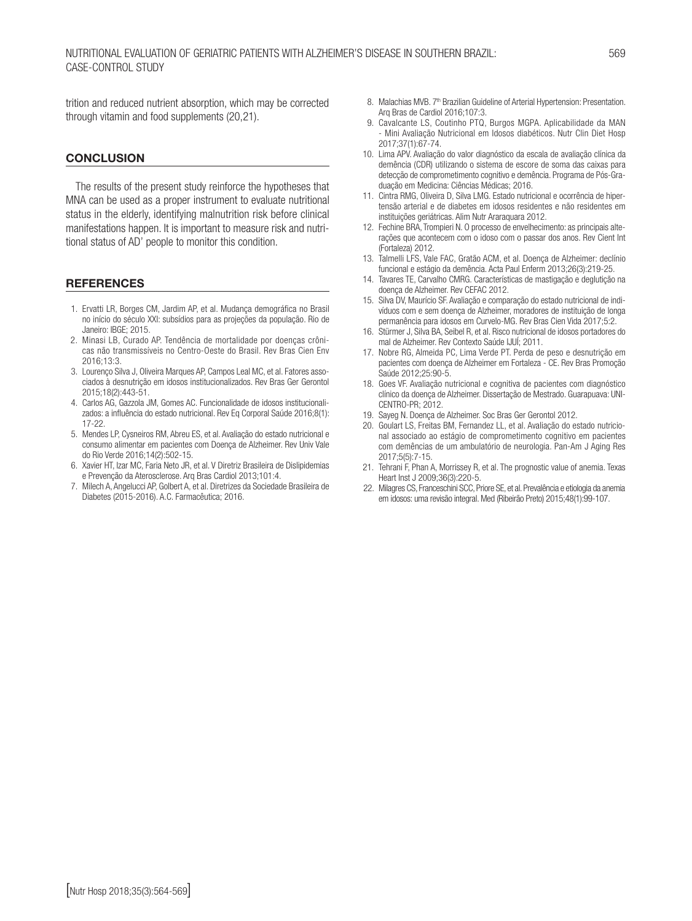trition and reduced nutrient absorption, which may be corrected through vitamin and food supplements (20,21).

## CONCLUSION

The results of the present study reinforce the hypotheses that MNA can be used as a proper instrument to evaluate nutritional status in the elderly, identifying malnutrition risk before clinical manifestations happen. It is important to measure risk and nutritional status of AD' people to monitor this condition.

## REFERENCES

1. Ervatti LR, Borges CM, Jardim AP, et al. Mudança demográfica no Brasil no início do século XXI: subsídios para as projeções da população. Rio de Janeiro: IBGE; 2015.
2. Minasi LB, Curado AP. Tendência de mortalidade por doenças crônicas não transmissíveis no Centro-Oeste do Brasil. Rev Bras Cien Env 2016;13:3.
3. Lourenço Silva J, Oliveira Marques AP, Campos Leal MC, et al. Fatores associados à desnutrição em idosos institucionalizados. Rev Bras Ger Gerontol 2015;18(2):443-51.
4. Carlos AG, Gazzola JM, Gomes AC. Funcionalidade de idosos institucionalizados: a influência do estado nutricional. Rev Eq Corporal Saúde 2016;8(1): 17-22.
5. Mendes LP, Cysneiros RM, Abreu ES, et al. Avaliação do estado nutricional e consumo alimentar em pacientes com Doença de Alzheimer. Rev Univ Vale do Rio Verde 2016;14(2):502-15.
6. Xavier HT, Izar MC, Faria Neto JR, et al. V Diretriz Brasileira de Dislipidemias e Prevenção da Aterosclerose. Arq Bras Cardiol 2013;101:4.
7. Milech A, Angelucci AP, Golbert A, et al. Diretrizes da Sociedade Brasileira de Diabetes (2015-2016). A.C. Farmacêutica; 2016.
8. Malachias MVB. 7th Brazilian Guideline of Arterial Hypertension: Presentation. Arq Bras de Cardiol 2016;107:3.
9. Cavalcante LS, Coutinho PTQ, Burgos MGPA. Aplicabilidade da MAN - Mini Avaliação Nutricional em Idosos diabéticos. Nutr Clin Diet Hosp 2017;37(1):67-74.
10. Lima APV. Avaliação do valor diagnóstico da escala de avaliação clínica da demência (CDR) utilizando o sistema de escore de soma das caixas para detecção de comprometimento cognitivo e demência. Programa de Pós-Graduação em Medicina: Ciências Médicas; 2016.
11. Cintra RMG, Oliveira D, Silva LMG. Estado nutricional e ocorrência de hipertensão arterial e de diabetes em idosos residentes e não residentes em instituições geriátricas. Alim Nutr Araraquara 2012.
12. Fechine BRA, Trompieri N. O processo de envelhecimento: as principais alterações que acontecem com o idoso com o passar dos anos. Rev Cient Int (Fortaleza) 2012.
13. Talmelli LFS, Vale FAC, Gratão ACM, et al. Doença de Alzheimer: declínio funcional e estágio da demência. Acta Paul Enferm 2013;26(3):219-25.
14. Tavares TE, Carvalho CMRG. Características de mastigação e deglutição na doença de Alzheimer. Rev CEFAC 2012.
15. Silva DV, Maurício SF. Avaliação e comparação do estado nutricional de indivíduos com e sem doença de Alzheimer, moradores de instituição de longa permanência para idosos em Curvelo-MG. Rev Bras Cien Vida 2017;5:2.
16. Stürmer J, Silva BA, Seibel R, et al. Risco nutricional de idosos portadores do mal de Alzheimer. Rev Contexto Saúde IJUÍ; 2011.
17. Nobre RG, Almeida PC, Lima Verde PT. Perda de peso e desnutrição em pacientes com doença de Alzheimer em Fortaleza - CE. Rev Bras Promoção Saúde 2012;25:90-5.
18. Goes VF. Avaliação nutricional e cognitiva de pacientes com diagnóstico clínico da doença de Alzheimer. Dissertação de Mestrado. Guarapuava: UNICENTRO-PR; 2012.
19. Sayeg N. Doença de Alzheimer. Soc Bras Ger Gerontol 2012.
20. Goulart LS, Freitas BM, Fernandez LL, et al. Avaliação do estado nutricional associado ao estágio de comprometimento cognitivo em pacientes com demências de um ambulatório de neurologia. Pan-Am J Aging Res 2017;5(5):7-15.
21. Tehrani F, Phan A, Morrissey R, et al. The prognostic value of anemia. Texas Heart Inst J 2009;36(3):220-5.
22. Milagres CS, Franceschini SCC, Priore SE, et al. Prevalência e etiologia da anemia em idosos: uma revisão integral. Med (Ribeirão Preto) 2015;48(1):99-107.